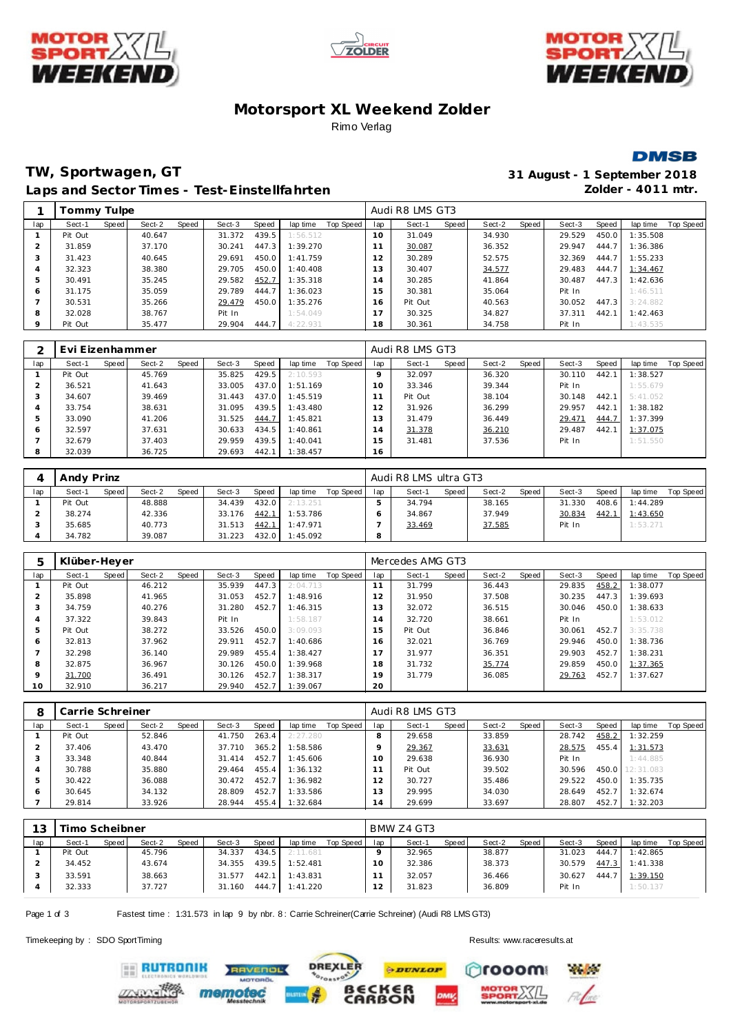# Motorsport XL Weekend Zolder

Rimo Verlag

DMSB

## TW, Sportwagen, GT

### Laps and Sector Times - Test-Einstellfahrten

31 August - 1 September 2018
Zolder - 4011 mtr.

**1 Tommy Tulpe** — Audi R8 LMS GT3

| lap | Sect-1 | Speed | Sect-2 | Speed | Sect-3 | Speed | lap time | Top Speed | lap | Sect-1 | Speed | Sect-2 | Speed | Sect-3 | Speed | lap time | Top Speed |
|---|---|---|---|---|---|---|---|---|---|---|---|---|---|---|---|---|---|
| 1 | Pit Out | | 40.647 | | 31.372 | 439.5 | 1:56.512 | | 10 | 31.049 | | 34.930 | | 29.529 | 450.0 | 1:35.508 | |
| 2 | 31.859 | | 37.170 | | 30.241 | 447.3 | 1:39.270 | | 11 | 30.087 | | 36.352 | | 29.947 | 444.7 | 1:36.386 | |
| 3 | 31.423 | | 40.645 | | 29.691 | 450.0 | 1:41.759 | | 12 | 30.289 | | 52.575 | | 32.369 | 444.7 | 1:55.233 | |
| 4 | 32.323 | | 38.380 | | 29.705 | 450.0 | 1:40.408 | | 13 | 30.407 | | 34.577 | | 29.483 | 444.7 | 1:34.467 | |
| 5 | 30.491 | | 35.245 | | 29.582 | 452.7 | 1:35.318 | | 14 | 30.285 | | 41.864 | | 30.487 | 447.3 | 1:42.636 | |
| 6 | 31.175 | | 35.059 | | 29.789 | 444.7 | 1:36.023 | | 15 | 30.381 | | 35.064 | | Pit In | | 1:46.511 | |
| 7 | 30.531 | | 35.266 | | 29.479 | 450.0 | 1:35.276 | | 16 | Pit Out | | 40.563 | | 30.052 | 447.3 | 3:24.882 | |
| 8 | 32.028 | | 38.767 | | Pit In | | 1:54.049 | | 17 | 30.325 | | 34.827 | | 37.311 | 442.1 | 1:42.463 | |
| 9 | Pit Out | | 35.477 | | 29.904 | 444.7 | 4:22.931 | | 18 | 30.361 | | 34.758 | | Pit In | | 1:43.535 | |

**2 Evi Eizenhammer** — Audi R8 LMS GT3

| lap | Sect-1 | Speed | Sect-2 | Speed | Sect-3 | Speed | lap time | Top Speed | lap | Sect-1 | Speed | Sect-2 | Speed | Sect-3 | Speed | lap time | Top Speed |
|---|---|---|---|---|---|---|---|---|---|---|---|---|---|---|---|---|---|
| 1 | Pit Out | | 45.769 | | 35.825 | 429.5 | 2:10.593 | | 9 | 32.097 | | 36.320 | | 30.110 | 442.1 | 1:38.527 | |
| 2 | 36.521 | | 41.643 | | 33.005 | 437.0 | 1:51.169 | | 10 | 33.346 | | 39.344 | | Pit In | | 1:55.679 | |
| 3 | 34.607 | | 39.469 | | 31.443 | 437.0 | 1:45.519 | | 11 | Pit Out | | 38.104 | | 30.148 | 442.1 | 5:41.052 | |
| 4 | 33.754 | | 38.631 | | 31.095 | 439.5 | 1:43.480 | | 12 | 31.926 | | 36.299 | | 29.957 | 442.1 | 1:38.182 | |
| 5 | 33.090 | | 41.206 | | 31.525 | 444.7 | 1:45.821 | | 13 | 31.479 | | 36.449 | | 29.471 | 444.7 | 1:37.399 | |
| 6 | 32.597 | | 37.631 | | 30.633 | 434.5 | 1:40.861 | | 14 | 31.378 | | 36.210 | | 29.487 | 442.1 | 1:37.075 | |
| 7 | 32.679 | | 37.403 | | 29.959 | 439.5 | 1:40.041 | | 15 | 31.481 | | 37.536 | | Pit In | | 1:51.550 | |
| 8 | 32.039 | | 36.725 | | 29.693 | 442.1 | 1:38.457 | | 16 | | | | | | | | |

**4 Andy Prinz** — Audi R8 LMS ultra GT3

| lap | Sect-1 | Speed | Sect-2 | Speed | Sect-3 | Speed | lap time | Top Speed | lap | Sect-1 | Speed | Sect-2 | Speed | Sect-3 | Speed | lap time | Top Speed |
|---|---|---|---|---|---|---|---|---|---|---|---|---|---|---|---|---|---|
| 1 | Pit Out | | 48.888 | | 34.439 | 432.0 | 2:13.251 | | 5 | 34.794 | | 38.165 | | 31.330 | 408.6 | 1:44.289 | |
| 2 | 38.274 | | 42.336 | | 33.176 | 442.1 | 1:53.786 | | 6 | 34.867 | | 37.949 | | 30.834 | 442.1 | 1:43.650 | |
| 3 | 35.685 | | 40.773 | | 31.513 | 442.1 | 1:47.971 | | 7 | 33.469 | | 37.585 | | Pit In | | 1:53.271 | |
| 4 | 34.782 | | 39.087 | | 31.223 | 432.0 | 1:45.092 | | 8 | | | | | | | | |

**5 Klüber-Heyer** — Mercedes AMG GT3

| lap | Sect-1 | Speed | Sect-2 | Speed | Sect-3 | Speed | lap time | Top Speed | lap | Sect-1 | Speed | Sect-2 | Speed | Sect-3 | Speed | lap time | Top Speed |
|---|---|---|---|---|---|---|---|---|---|---|---|---|---|---|---|---|---|
| 1 | Pit Out | | 46.212 | | 35.939 | 447.3 | 2:04.713 | | 11 | 31.799 | | 36.443 | | 29.835 | 458.2 | 1:38.077 | |
| 2 | 35.898 | | 41.965 | | 31.053 | 452.7 | 1:48.916 | | 12 | 31.950 | | 37.508 | | 30.235 | 447.3 | 1:39.693 | |
| 3 | 34.759 | | 40.276 | | 31.280 | 452.7 | 1:46.315 | | 13 | 32.072 | | 36.515 | | 30.046 | 450.0 | 1:38.633 | |
| 4 | 37.322 | | 39.843 | | Pit In | | 1:58.187 | | 14 | 32.720 | | 38.661 | | Pit In | | 1:53.012 | |
| 5 | Pit Out | | 38.272 | | 33.526 | 450.0 | 3:09.093 | | 15 | Pit Out | | 36.846 | | 30.061 | 452.7 | 3:35.738 | |
| 6 | 32.813 | | 37.962 | | 29.911 | 452.7 | 1:40.686 | | 16 | 32.021 | | 36.769 | | 29.946 | 450.0 | 1:38.736 | |
| 7 | 32.298 | | 36.140 | | 29.989 | 455.4 | 1:38.427 | | 17 | 31.977 | | 36.351 | | 29.903 | 452.7 | 1:38.231 | |
| 8 | 32.875 | | 36.967 | | 30.126 | 450.0 | 1:39.968 | | 18 | 31.732 | | 35.774 | | 29.859 | 450.0 | 1:37.365 | |
| 9 | 31.700 | | 36.491 | | 30.126 | 452.7 | 1:38.317 | | 19 | 31.779 | | 36.085 | | 29.763 | 452.7 | 1:37.627 | |
| 10 | 32.910 | | 36.217 | | 29.940 | 452.7 | 1:39.067 | | 20 | | | | | | | | |

**8 Carrie Schreiner** — Audi R8 LMS GT3

| lap | Sect-1 | Speed | Sect-2 | Speed | Sect-3 | Speed | lap time | Top Speed | lap | Sect-1 | Speed | Sect-2 | Speed | Sect-3 | Speed | lap time | Top Speed |
|---|---|---|---|---|---|---|---|---|---|---|---|---|---|---|---|---|---|
| 1 | Pit Out | | 52.846 | | 41.750 | 263.4 | 2:27.280 | | 8 | 29.658 | | 33.859 | | 28.742 | 458.2 | 1:32.259 | |
| 2 | 37.406 | | 43.470 | | 37.710 | 365.2 | 1:58.586 | | 9 | 29.367 | | 33.631 | | 28.575 | 455.4 | 1:31.573 | |
| 3 | 33.348 | | 40.844 | | 31.414 | 452.7 | 1:45.606 | | 10 | 29.638 | | 36.930 | | Pit In | | 1:44.885 | |
| 4 | 30.788 | | 35.880 | | 29.464 | 455.4 | 1:36.132 | | 11 | Pit Out | | 39.502 | | 30.596 | 450.0 | 12:31.083 | |
| 5 | 30.422 | | 36.088 | | 30.472 | 452.7 | 1:36.982 | | 12 | 30.727 | | 35.486 | | 29.522 | 450.0 | 1:35.735 | |
| 6 | 30.645 | | 34.132 | | 28.809 | 452.7 | 1:33.586 | | 13 | 29.995 | | 34.030 | | 28.649 | 452.7 | 1:32.674 | |
| 7 | 29.814 | | 33.926 | | 28.944 | 455.4 | 1:32.684 | | 14 | 29.699 | | 33.697 | | 28.807 | 452.7 | 1:32.203 | |

**13 Timo Scheibner** — BMW Z4 GT3

| lap | Sect-1 | Speed | Sect-2 | Speed | Sect-3 | Speed | lap time | Top Speed | lap | Sect-1 | Speed | Sect-2 | Speed | Sect-3 | Speed | lap time | Top Speed |
|---|---|---|---|---|---|---|---|---|---|---|---|---|---|---|---|---|---|
| 1 | Pit Out | | 45.796 | | 34.337 | 434.5 | 2:11.681 | | 9 | 32.965 | | 38.877 | | 31.023 | 444.7 | 1:42.865 | |
| 2 | 34.452 | | 43.674 | | 34.355 | 439.5 | 1:52.481 | | 10 | 32.386 | | 38.373 | | 30.579 | 447.3 | 1:41.338 | |
| 3 | 33.591 | | 38.663 | | 31.577 | 442.1 | 1:43.831 | | 11 | 32.057 | | 36.466 | | 30.627 | 444.7 | 1:39.150 | |
| 4 | 32.333 | | 37.727 | | 31.160 | 444.7 | 1:41.220 | | 12 | 31.823 | | 36.809 | | Pit In | | 1:50.137 | |

Fastest time : 1:31.573 in lap 9 by nbr. 8 : Carrie Schreiner(Carrie Schreiner) (Audi R8 LMS GT3)

Timekeeping by : SDO SportTiming

Results: www.raceresults.at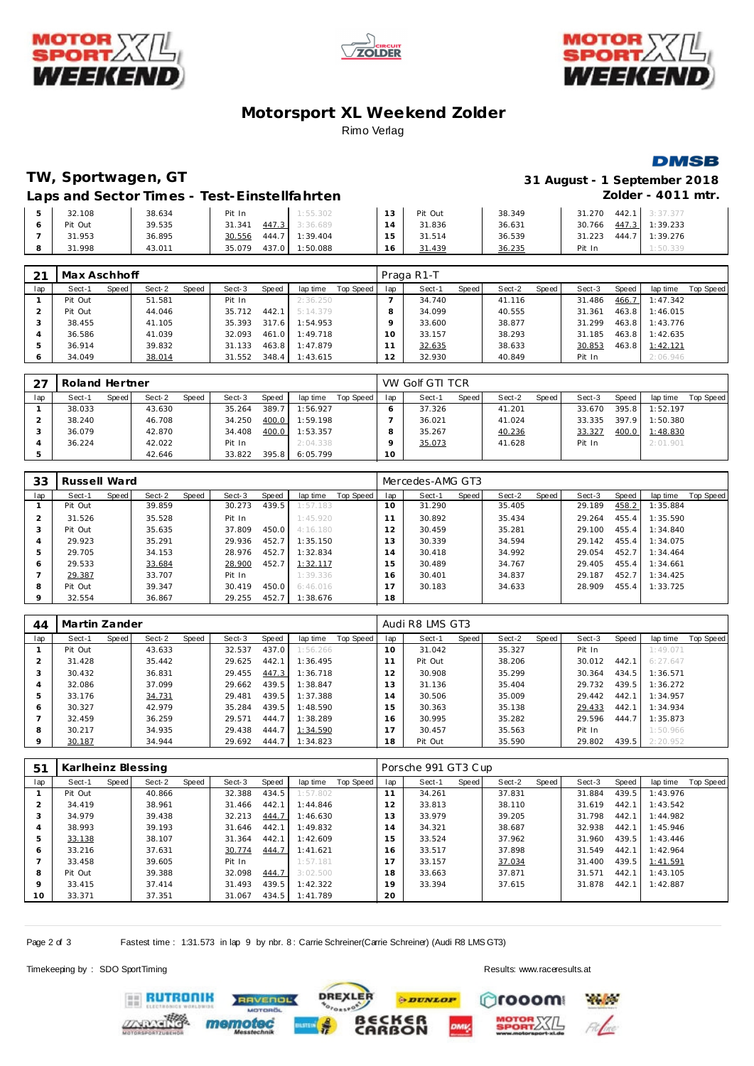# Motorsport XL Weekend Zolder

Rimo Verlag

## TW, Sportwagen, GT

**31 August - 1 September 2018**

### Laps and Sector Times - Test-Einstellfahrten

**Zolder - 4011 mtr.**

| lap | Sect-1 | Speed | Sect-2 | Speed | Sect-3 | Speed | lap time | Top Speed | lap | Sect-1 | Speed | Sect-2 | Speed | Sect-3 | Speed | lap time | Top Speed |
|---|---|---|---|---|---|---|---|---|---|---|---|---|---|---|---|---|---|
| 5 | 32.108 | | 38.634 | | Pit In | | 1:55.302 | | 13 | Pit Out | | 38.349 | | 31.270 | 442.1 | 3:37.377 | |
| 6 | Pit Out | | 39.535 | | 31.341 | 447.3 | 3:36.689 | | 14 | 31.836 | | 36.631 | | 30.766 | 447.3 | 1:39.233 | |
| 7 | 31.953 | | 36.895 | | 30.556 | 444.7 | 1:39.404 | | 15 | 31.514 | | 36.539 | | 31.223 | 444.7 | 1:39.276 | |
| 8 | 31.998 | | 43.011 | | 35.079 | 437.0 | 1:50.088 | | 16 | 31.439 | | 36.235 | | Pit In | | 1:50.339 | |

**21 Max Aschhoff — Praga R1-T**

| lap | Sect-1 | Speed | Sect-2 | Speed | Sect-3 | Speed | lap time | Top Speed | lap | Sect-1 | Speed | Sect-2 | Speed | Sect-3 | Speed | lap time | Top Speed |
|---|---|---|---|---|---|---|---|---|---|---|---|---|---|---|---|---|---|
| 1 | Pit Out | | 51.581 | | Pit In | | 2:36.250 | | 7 | 34.740 | | 41.116 | | 31.486 | 466.7 | 1:47.342 | |
| 2 | Pit Out | | 44.046 | | 35.712 | 442.1 | 5:14.379 | | 8 | 34.099 | | 40.555 | | 31.361 | 463.8 | 1:46.015 | |
| 3 | 38.455 | | 41.105 | | 35.393 | 317.6 | 1:54.953 | | 9 | 33.600 | | 38.877 | | 31.299 | 463.8 | 1:43.776 | |
| 4 | 36.586 | | 41.039 | | 32.093 | 461.0 | 1:49.718 | | 10 | 33.157 | | 38.293 | | 31.185 | 463.8 | 1:42.635 | |
| 5 | 36.914 | | 39.832 | | 31.133 | 463.8 | 1:47.879 | | 11 | 32.635 | | 38.633 | | 30.853 | 463.8 | 1:42.121 | |
| 6 | 34.049 | | 38.014 | | 31.552 | 348.4 | 1:43.615 | | 12 | 32.930 | | 40.849 | | Pit In | | 2:06.946 | |

**27 Roland Hertner — VW Golf GTI TCR**

| lap | Sect-1 | Speed | Sect-2 | Speed | Sect-3 | Speed | lap time | Top Speed | lap | Sect-1 | Speed | Sect-2 | Speed | Sect-3 | Speed | lap time | Top Speed |
|---|---|---|---|---|---|---|---|---|---|---|---|---|---|---|---|---|---|
| 1 | 38.033 | | 43.630 | | 35.264 | 389.7 | 1:56.927 | | 6 | 37.326 | | 41.201 | | 33.670 | 395.8 | 1:52.197 | |
| 2 | 38.240 | | 46.708 | | 34.250 | 400.0 | 1:59.198 | | 7 | 36.021 | | 41.024 | | 33.335 | 397.9 | 1:50.380 | |
| 3 | 36.079 | | 42.870 | | 34.408 | 400.0 | 1:53.357 | | 8 | 35.267 | | 40.236 | | 33.327 | 400.0 | 1:48.830 | |
| 4 | 36.224 | | 42.022 | | Pit In | | 2:04.338 | | 9 | 35.073 | | 41.628 | | Pit In | | 2:01.901 | |
| 5 | | | 42.646 | | 33.822 | 395.8 | 6:05.799 | | 10 | | | | | | | | |

**33 Russell Ward — Mercedes-AMG GT3**

| lap | Sect-1 | Speed | Sect-2 | Speed | Sect-3 | Speed | lap time | Top Speed | lap | Sect-1 | Speed | Sect-2 | Speed | Sect-3 | Speed | lap time | Top Speed |
|---|---|---|---|---|---|---|---|---|---|---|---|---|---|---|---|---|---|
| 1 | Pit Out | | 39.859 | | 30.273 | 439.5 | 1:57.183 | | 10 | 31.290 | | 35.405 | | 29.189 | 458.2 | 1:35.884 | |
| 2 | 31.526 | | 35.528 | | Pit In | | 1:45.920 | | 11 | 30.892 | | 35.434 | | 29.264 | 455.4 | 1:35.590 | |
| 3 | Pit Out | | 35.635 | | 37.809 | 450.0 | 4:16.180 | | 12 | 30.459 | | 35.281 | | 29.100 | 455.4 | 1:34.840 | |
| 4 | 29.923 | | 35.291 | | 29.936 | 452.7 | 1:35.150 | | 13 | 30.339 | | 34.594 | | 29.142 | 455.4 | 1:34.075 | |
| 5 | 29.705 | | 34.153 | | 28.976 | 452.7 | 1:32.834 | | 14 | 30.418 | | 34.992 | | 29.054 | 452.7 | 1:34.464 | |
| 6 | 29.533 | | 33.684 | | 28.900 | 452.7 | 1:32.117 | | 15 | 30.489 | | 34.767 | | 29.405 | 455.4 | 1:34.661 | |
| 7 | 29.387 | | 33.707 | | Pit In | | 1:39.336 | | 16 | 30.401 | | 34.837 | | 29.187 | 452.7 | 1:34.425 | |
| 8 | Pit Out | | 39.347 | | 30.419 | 450.0 | 6:46.016 | | 17 | 30.183 | | 34.633 | | 28.909 | 455.4 | 1:33.725 | |
| 9 | 32.554 | | 36.867 | | 29.255 | 452.7 | 1:38.676 | | 18 | | | | | | | | |

**44 Martin Zander — Audi R8 LMS GT3**

| lap | Sect-1 | Speed | Sect-2 | Speed | Sect-3 | Speed | lap time | Top Speed | lap | Sect-1 | Speed | Sect-2 | Speed | Sect-3 | Speed | lap time | Top Speed |
|---|---|---|---|---|---|---|---|---|---|---|---|---|---|---|---|---|---|
| 1 | Pit Out | | 43.633 | | 32.537 | 437.0 | 1:56.266 | | 10 | 31.042 | | 35.327 | | Pit In | | 1:49.071 | |
| 2 | 31.428 | | 35.442 | | 29.625 | 442.1 | 1:36.495 | | 11 | Pit Out | | 38.206 | | 30.012 | 442.1 | 6:27.647 | |
| 3 | 30.432 | | 36.831 | | 29.455 | 447.3 | 1:36.718 | | 12 | 30.908 | | 35.299 | | 30.364 | 434.5 | 1:36.571 | |
| 4 | 32.086 | | 37.099 | | 29.662 | 439.5 | 1:38.847 | | 13 | 31.136 | | 35.404 | | 29.732 | 439.5 | 1:36.272 | |
| 5 | 33.176 | | 34.731 | | 29.481 | 439.5 | 1:37.388 | | 14 | 30.506 | | 35.009 | | 29.442 | 442.1 | 1:34.957 | |
| 6 | 30.327 | | 42.979 | | 35.284 | 439.5 | 1:48.590 | | 15 | 30.363 | | 35.138 | | 29.433 | 442.1 | 1:34.934 | |
| 7 | 32.459 | | 36.259 | | 29.571 | 444.7 | 1:38.289 | | 16 | 30.995 | | 35.282 | | 29.596 | 444.7 | 1:35.873 | |
| 8 | 30.217 | | 34.935 | | 29.438 | 444.7 | 1:34.590 | | 17 | 30.457 | | 35.563 | | Pit In | | 1:50.966 | |
| 9 | 30.187 | | 34.944 | | 29.692 | 444.7 | 1:34.823 | | 18 | Pit Out | | 35.590 | | 29.802 | 439.5 | 2:20.952 | |

**51 Karlheinz Blessing — Porsche 991 GT3 Cup**

| lap | Sect-1 | Speed | Sect-2 | Speed | Sect-3 | Speed | lap time | Top Speed | lap | Sect-1 | Speed | Sect-2 | Speed | Sect-3 | Speed | lap time | Top Speed |
|---|---|---|---|---|---|---|---|---|---|---|---|---|---|---|---|---|---|
| 1 | Pit Out | | 40.866 | | 32.388 | 434.5 | 1:57.802 | | 11 | 34.261 | | 37.831 | | 31.884 | 439.5 | 1:43.976 | |
| 2 | 34.419 | | 38.961 | | 31.466 | 442.1 | 1:44.846 | | 12 | 33.813 | | 38.110 | | 31.619 | 442.1 | 1:43.542 | |
| 3 | 34.979 | | 39.438 | | 32.213 | 444.7 | 1:46.630 | | 13 | 33.979 | | 39.205 | | 31.798 | 442.1 | 1:44.982 | |
| 4 | 38.993 | | 39.193 | | 31.646 | 442.1 | 1:49.832 | | 14 | 34.321 | | 38.687 | | 32.938 | 442.1 | 1:45.946 | |
| 5 | 33.138 | | 38.107 | | 31.364 | 442.1 | 1:42.609 | | 15 | 33.524 | | 37.962 | | 31.960 | 439.5 | 1:43.446 | |
| 6 | 33.216 | | 37.631 | | 30.774 | 444.7 | 1:41.621 | | 16 | 33.517 | | 37.898 | | 31.549 | 442.1 | 1:42.964 | |
| 7 | 33.458 | | 39.605 | | Pit In | | 1:57.181 | | 17 | 33.157 | | 37.034 | | 31.400 | 439.5 | 1:41.591 | |
| 8 | Pit Out | | 39.388 | | 32.098 | 444.7 | 3:02.500 | | 18 | 33.663 | | 37.871 | | 31.571 | 442.1 | 1:43.105 | |
| 9 | 33.415 | | 37.414 | | 31.493 | 439.5 | 1:42.322 | | 19 | 33.394 | | 37.615 | | 31.878 | 442.1 | 1:42.887 | |
| 10 | 33.371 | | 37.351 | | 31.067 | 434.5 | 1:41.789 | | 20 | | | | | | | | |

Fastest time : 1:31.573 in lap 9 by nbr. 8 : Carrie Schreiner(Carrie Schreiner) (Audi R8 LMS GT3)

Timekeeping by : SDO SportTiming

Results: www.raceresults.at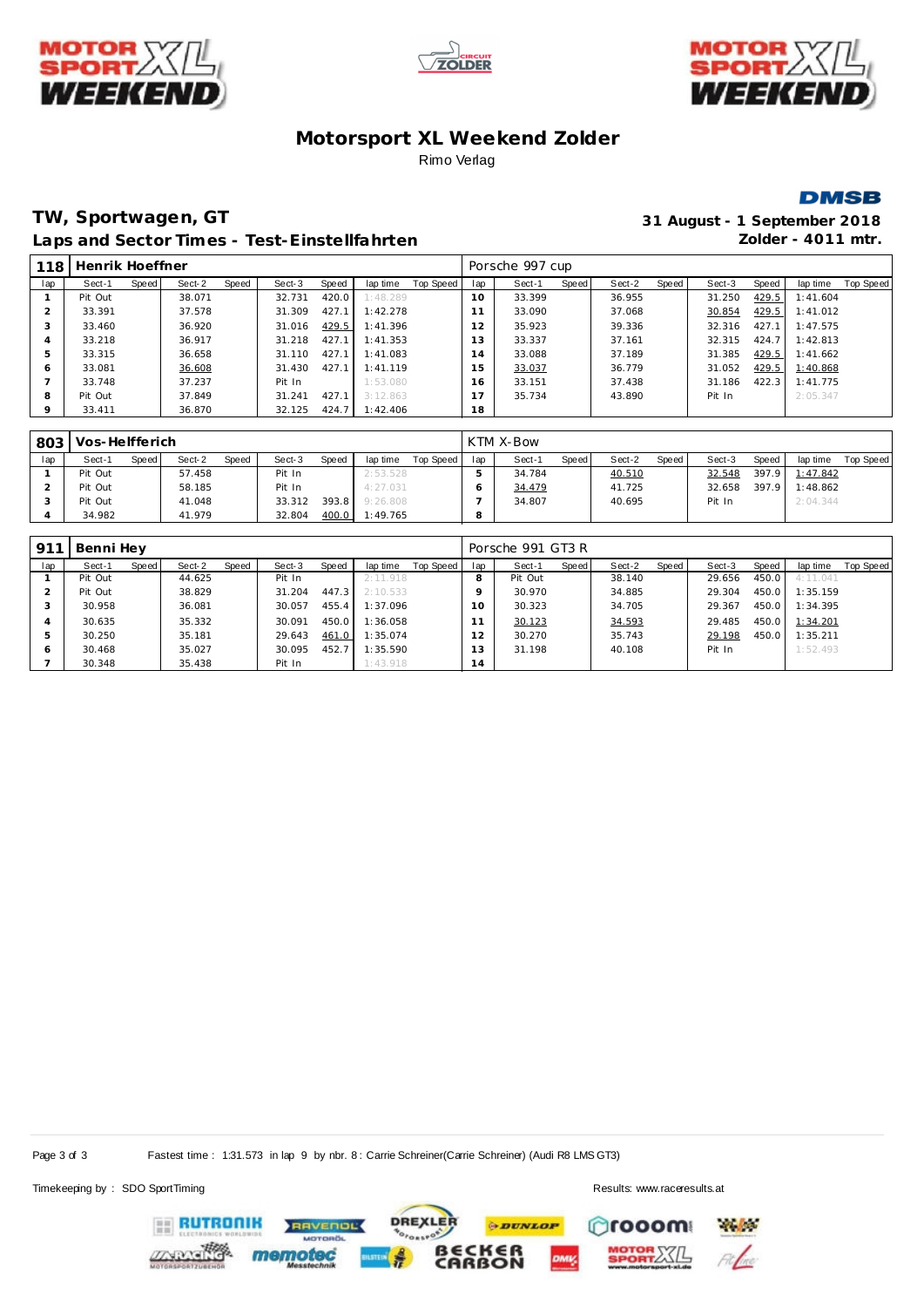# Motorsport XL Weekend Zolder

Rimo Verlag

## TW, Sportwagen, GT

## Laps and Sector Times - Test-Einstellfahrten

**31 August - 1 September 2018**

**Zolder - 4011 mtr.**

| 118 | Henrik Hoeffner | | | | | | | | Porsche 997 cup | | | | | | | | |
|---|---|---|---|---|---|---|---|---|---|---|---|---|---|---|---|---|---|
| lap | Sect-1 | Speed | Sect-2 | Speed | Sect-3 | Speed | lap time | Top Speed | lap | Sect-1 | Speed | Sect-2 | Speed | Sect-3 | Speed | lap time | Top Speed |
| 1 | Pit Out | | 38.071 | | 32.731 | 420.0 | 1:48.289 | | 10 | 33.399 | | 36.955 | | 31.250 | 429.5 | 1:41.604 | |
| 2 | 33.391 | | 37.578 | | 31.309 | 427.1 | 1:42.278 | | 11 | 33.090 | | 37.068 | | 30.854 | 429.5 | 1:41.012 | |
| 3 | 33.460 | | 36.920 | | 31.016 | 429.5 | 1:41.396 | | 12 | 35.923 | | 39.336 | | 32.316 | 427.1 | 1:47.575 | |
| 4 | 33.218 | | 36.917 | | 31.218 | 427.1 | 1:41.353 | | 13 | 33.337 | | 37.161 | | 32.315 | 424.7 | 1:42.813 | |
| 5 | 33.315 | | 36.658 | | 31.110 | 427.1 | 1:41.083 | | 14 | 33.088 | | 37.189 | | 31.385 | 429.5 | 1:41.662 | |
| 6 | 33.081 | | 36.608 | | 31.430 | 427.1 | 1:41.119 | | 15 | 33.037 | | 36.779 | | 31.052 | 429.5 | 1:40.868 | |
| 7 | 33.748 | | 37.237 | | Pit In | | 1:53.080 | | 16 | 33.151 | | 37.438 | | 31.186 | 422.3 | 1:41.775 | |
| 8 | Pit Out | | 37.849 | | 31.241 | 427.1 | 3:12.863 | | 17 | 35.734 | | 43.890 | | Pit In | | 2:05.347 | |
| 9 | 33.411 | | 36.870 | | 32.125 | 424.7 | 1:42.406 | | 18 | | | | | | | | |

| 803 | Vos-Helfferich | | | | | | | | KTM X-Bow | | | | | | | | |
|---|---|---|---|---|---|---|---|---|---|---|---|---|---|---|---|---|---|
| lap | Sect-1 | Speed | Sect-2 | Speed | Sect-3 | Speed | lap time | Top Speed | lap | Sect-1 | Speed | Sect-2 | Speed | Sect-3 | Speed | lap time | Top Speed |
| 1 | Pit Out | | 57.458 | | Pit In | | 2:53.528 | | 5 | 34.784 | | 40.510 | | 32.548 | 397.9 | 1:47.842 | |
| 2 | Pit Out | | 58.185 | | Pit In | | 4:27.031 | | 6 | 34.479 | | 41.725 | | 32.658 | 397.9 | 1:48.862 | |
| 3 | Pit Out | | 41.048 | | 33.312 | 393.8 | 9:26.808 | | 7 | 34.807 | | 40.695 | | Pit In | | 2:04.344 | |
| 4 | 34.982 | | 41.979 | | 32.804 | 400.0 | 1:49.765 | | 8 | | | | | | | | |

| 911 | Benni Hey | | | | | | | | Porsche 991 GT3 R | | | | | | | | |
|---|---|---|---|---|---|---|---|---|---|---|---|---|---|---|---|---|---|
| lap | Sect-1 | Speed | Sect-2 | Speed | Sect-3 | Speed | lap time | Top Speed | lap | Sect-1 | Speed | Sect-2 | Speed | Sect-3 | Speed | lap time | Top Speed |
| 1 | Pit Out | | 44.625 | | Pit In | | 2:11.918 | | 8 | Pit Out | | 38.140 | | 29.656 | 450.0 | 4:11.041 | |
| 2 | Pit Out | | 38.829 | | 31.204 | 447.3 | 2:10.533 | | 9 | 30.970 | | 34.885 | | 29.304 | 450.0 | 1:35.159 | |
| 3 | 30.958 | | 36.081 | | 30.057 | 455.4 | 1:37.096 | | 10 | 30.323 | | 34.705 | | 29.367 | 450.0 | 1:34.395 | |
| 4 | 30.635 | | 35.332 | | 30.091 | 450.0 | 1:36.058 | | 11 | 30.123 | | 34.593 | | 29.485 | 450.0 | 1:34.201 | |
| 5 | 30.250 | | 35.181 | | 29.643 | 461.0 | 1:35.074 | | 12 | 30.270 | | 35.743 | | 29.198 | 450.0 | 1:35.211 | |
| 6 | 30.468 | | 35.027 | | 30.095 | 452.7 | 1:35.590 | | 13 | 31.198 | | 40.108 | | Pit In | | 1:52.493 | |
| 7 | 30.348 | | 35.438 | | Pit In | | 1:43.918 | | 14 | | | | | | | | |

Fastest time : 1:31.573 in lap 9 by nbr. 8 : Carrie Schreiner(Carrie Schreiner) (Audi R8 LMS GT3)

Timekeeping by : SDO SportTiming

Results: www.raceresults.at